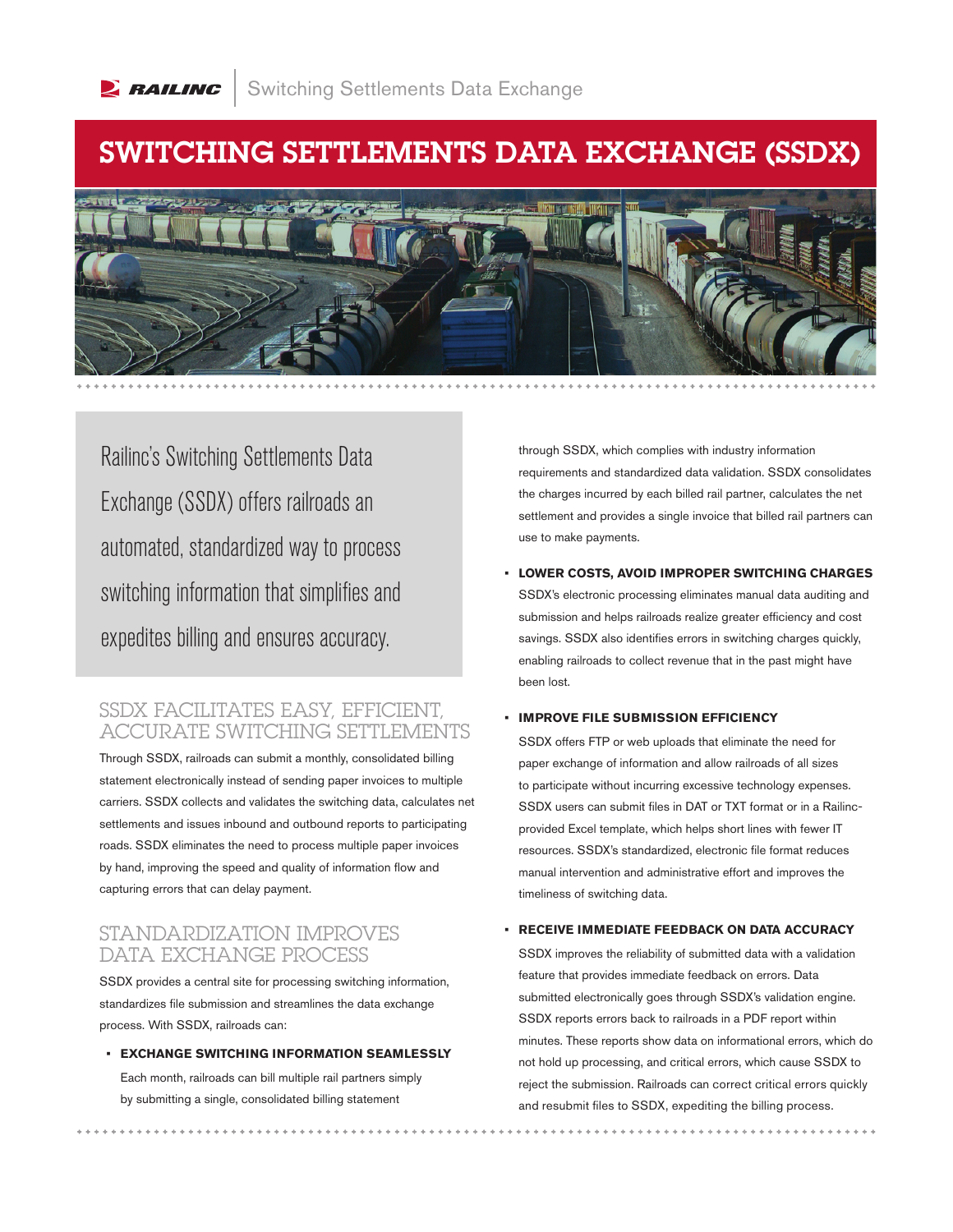# SWITCHING SETTLEMENTS DATA EXCHANGE (SSDX)

Railinc's Switching Settlements Data Exchange (SSDX) offers railroads an automated, standardized way to process switching information that simplifies and expedites billing and ensures accuracy.

## SSDX FACILITATES EASY, EFFICIENT, ACCURATE SWITCHING SETTLEMENTS

Through SSDX, railroads can submit a monthly, consolidated billing statement electronically instead of sending paper invoices to multiple carriers. SSDX collects and validates the switching data, calculates net settlements and issues inbound and outbound reports to participating roads. SSDX eliminates the need to process multiple paper invoices by hand, improving the speed and quality of information flow and capturing errors that can delay payment.

## STANDARDIZATION IMPROVES DATA EXCHANGE PROCESS

SSDX provides a central site for processing switching information, standardizes file submission and streamlines the data exchange process. With SSDX, railroads can:

- **EXCHANGE SWITCHING INFORMATION SEAMLESSLY**
  Each month, railroads can bill multiple rail partners simply by submitting a single, consolidated billing statement through SSDX, which complies with industry information requirements and standardized data validation. SSDX consolidates the charges incurred by each billed rail partner, calculates the net settlement and provides a single invoice that billed rail partners can use to make payments.

- **LOWER COSTS, AVOID IMPROPER SWITCHING CHARGES**
  SSDX's electronic processing eliminates manual data auditing and submission and helps railroads realize greater efficiency and cost savings. SSDX also identifies errors in switching charges quickly, enabling railroads to collect revenue that in the past might have been lost.

- **IMPROVE FILE SUBMISSION EFFICIENCY**
  SSDX offers FTP or web uploads that eliminate the need for paper exchange of information and allow railroads of all sizes to participate without incurring excessive technology expenses. SSDX users can submit files in DAT or TXT format or in a Railinc-provided Excel template, which helps short lines with fewer IT resources. SSDX's standardized, electronic file format reduces manual intervention and administrative effort and improves the timeliness of switching data.

- **RECEIVE IMMEDIATE FEEDBACK ON DATA ACCURACY**
  SSDX improves the reliability of submitted data with a validation feature that provides immediate feedback on errors. Data submitted electronically goes through SSDX's validation engine. SSDX reports errors back to railroads in a PDF report within minutes. These reports show data on informational errors, which do not hold up processing, and critical errors, which cause SSDX to reject the submission. Railroads can correct critical errors quickly and resubmit files to SSDX, expediting the billing process.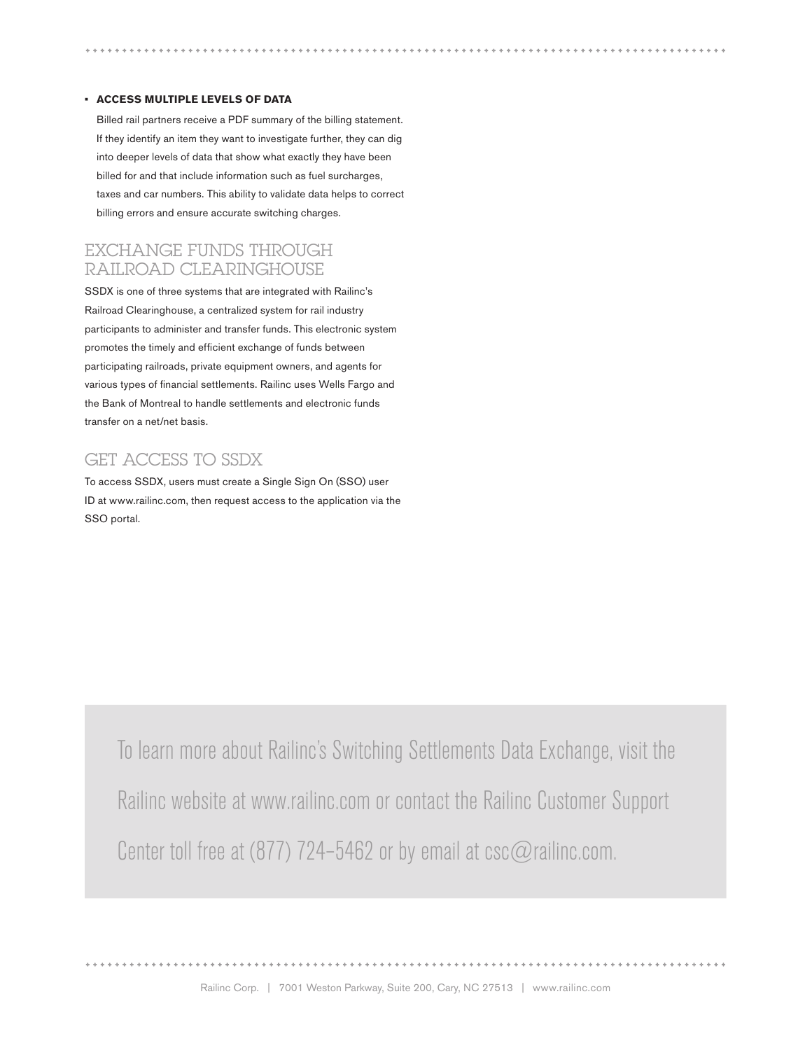- **ACCESS MULTIPLE LEVELS OF DATA**

  Billed rail partners receive a PDF summary of the billing statement. If they identify an item they want to investigate further, they can dig into deeper levels of data that show what exactly they have been billed for and that include information such as fuel surcharges, taxes and car numbers. This ability to validate data helps to correct billing errors and ensure accurate switching charges.

## EXCHANGE FUNDS THROUGH RAILROAD CLEARINGHOUSE

SSDX is one of three systems that are integrated with Railinc's Railroad Clearinghouse, a centralized system for rail industry participants to administer and transfer funds. This electronic system promotes the timely and efficient exchange of funds between participating railroads, private equipment owners, and agents for various types of financial settlements. Railinc uses Wells Fargo and the Bank of Montreal to handle settlements and electronic funds transfer on a net/net basis.

## GET ACCESS TO SSDX

To access SSDX, users must create a Single Sign On (SSO) user ID at www.railinc.com, then request access to the application via the SSO portal.

To learn more about Railinc's Switching Settlements Data Exchange, visit the Railinc website at www.railinc.com or contact the Railinc Customer Support Center toll free at (877) 724–5462 or by email at csc@railinc.com.

Railinc Corp. | 7001 Weston Parkway, Suite 200, Cary, NC 27513 | www.railinc.com